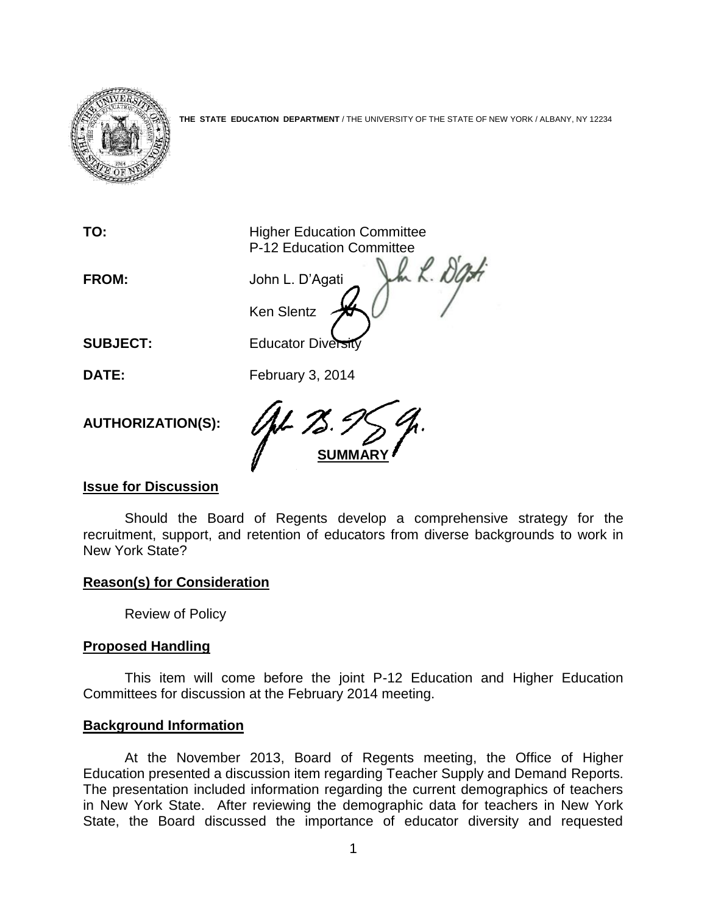**THE STATE EDUCATION DEPARTMENT** / THE UNIVERSITY OF THE STATE OF NEW YORK / ALBANY, NY 12234

**TO:** Higher Education Committee
P-12 Education Committee

**FROM:** John L. D'Agati
Ken Slentz

**SUBJECT:** Educator Diversity

**DATE:** February 3, 2014

**AUTHORIZATION(S):**

**SUMMARY**

**Issue for Discussion**

Should the Board of Regents develop a comprehensive strategy for the recruitment, support, and retention of educators from diverse backgrounds to work in New York State?

**Reason(s) for Consideration**

Review of Policy

**Proposed Handling**

This item will come before the joint P-12 Education and Higher Education Committees for discussion at the February 2014 meeting.

**Background Information**

At the November 2013, Board of Regents meeting, the Office of Higher Education presented a discussion item regarding Teacher Supply and Demand Reports. The presentation included information regarding the current demographics of teachers in New York State. After reviewing the demographic data for teachers in New York State, the Board discussed the importance of educator diversity and requested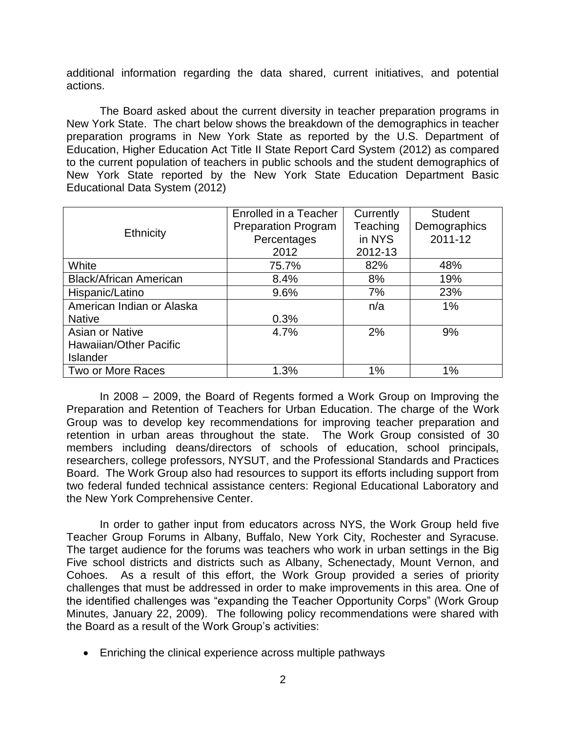additional information regarding the data shared, current initiatives, and potential actions.

The Board asked about the current diversity in teacher preparation programs in New York State. The chart below shows the breakdown of the demographics in teacher preparation programs in New York State as reported by the U.S. Department of Education, Higher Education Act Title II State Report Card System (2012) as compared to the current population of teachers in public schools and the student demographics of New York State reported by the New York State Education Department Basic Educational Data System (2012)

| Ethnicity | Enrolled in a Teacher Preparation Program Percentages 2012 | Currently Teaching in NYS 2012-13 | Student Demographics 2011-12 |
|---|---|---|---|
| White | 75.7% | 82% | 48% |
| Black/African American | 8.4% | 8% | 19% |
| Hispanic/Latino | 9.6% | 7% | 23% |
| American Indian or Alaska Native | 0.3% | n/a | 1% |
| Asian or Native Hawaiian/Other Pacific Islander | 4.7% | 2% | 9% |
| Two or More Races | 1.3% | 1% | 1% |

In 2008 – 2009, the Board of Regents formed a Work Group on Improving the Preparation and Retention of Teachers for Urban Education. The charge of the Work Group was to develop key recommendations for improving teacher preparation and retention in urban areas throughout the state. The Work Group consisted of 30 members including deans/directors of schools of education, school principals, researchers, college professors, NYSUT, and the Professional Standards and Practices Board. The Work Group also had resources to support its efforts including support from two federal funded technical assistance centers: Regional Educational Laboratory and the New York Comprehensive Center.

In order to gather input from educators across NYS, the Work Group held five Teacher Group Forums in Albany, Buffalo, New York City, Rochester and Syracuse. The target audience for the forums was teachers who work in urban settings in the Big Five school districts and districts such as Albany, Schenectady, Mount Vernon, and Cohoes. As a result of this effort, the Work Group provided a series of priority challenges that must be addressed in order to make improvements in this area. One of the identified challenges was "expanding the Teacher Opportunity Corps" (Work Group Minutes, January 22, 2009). The following policy recommendations were shared with the Board as a result of the Work Group's activities:

- Enriching the clinical experience across multiple pathways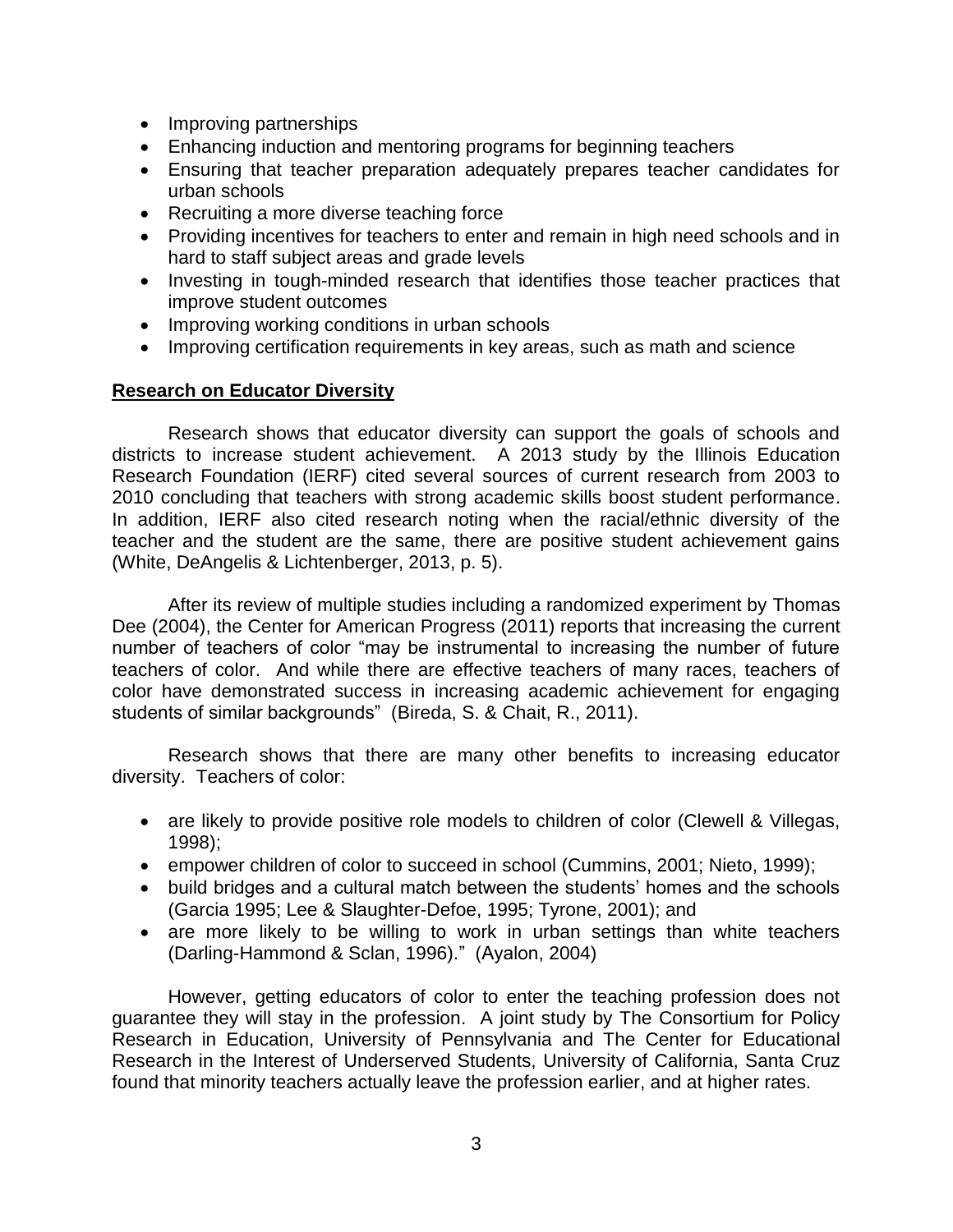- Improving partnerships
- Enhancing induction and mentoring programs for beginning teachers
- Ensuring that teacher preparation adequately prepares teacher candidates for urban schools
- Recruiting a more diverse teaching force
- Providing incentives for teachers to enter and remain in high need schools and in hard to staff subject areas and grade levels
- Investing in tough-minded research that identifies those teacher practices that improve student outcomes
- Improving working conditions in urban schools
- Improving certification requirements in key areas, such as math and science

**Research on Educator Diversity**

Research shows that educator diversity can support the goals of schools and districts to increase student achievement. A 2013 study by the Illinois Education Research Foundation (IERF) cited several sources of current research from 2003 to 2010 concluding that teachers with strong academic skills boost student performance. In addition, IERF also cited research noting when the racial/ethnic diversity of the teacher and the student are the same, there are positive student achievement gains (White, DeAngelis & Lichtenberger, 2013, p. 5).

After its review of multiple studies including a randomized experiment by Thomas Dee (2004), the Center for American Progress (2011) reports that increasing the current number of teachers of color "may be instrumental to increasing the number of future teachers of color. And while there are effective teachers of many races, teachers of color have demonstrated success in increasing academic achievement for engaging students of similar backgrounds" (Bireda, S. & Chait, R., 2011).

Research shows that there are many other benefits to increasing educator diversity. Teachers of color:

- are likely to provide positive role models to children of color (Clewell & Villegas, 1998);
- empower children of color to succeed in school (Cummins, 2001; Nieto, 1999);
- build bridges and a cultural match between the students' homes and the schools (Garcia 1995; Lee & Slaughter-Defoe, 1995; Tyrone, 2001); and
- are more likely to be willing to work in urban settings than white teachers (Darling-Hammond & Sclan, 1996)." (Ayalon, 2004)

However, getting educators of color to enter the teaching profession does not guarantee they will stay in the profession. A joint study by The Consortium for Policy Research in Education, University of Pennsylvania and The Center for Educational Research in the Interest of Underserved Students, University of California, Santa Cruz found that minority teachers actually leave the profession earlier, and at higher rates.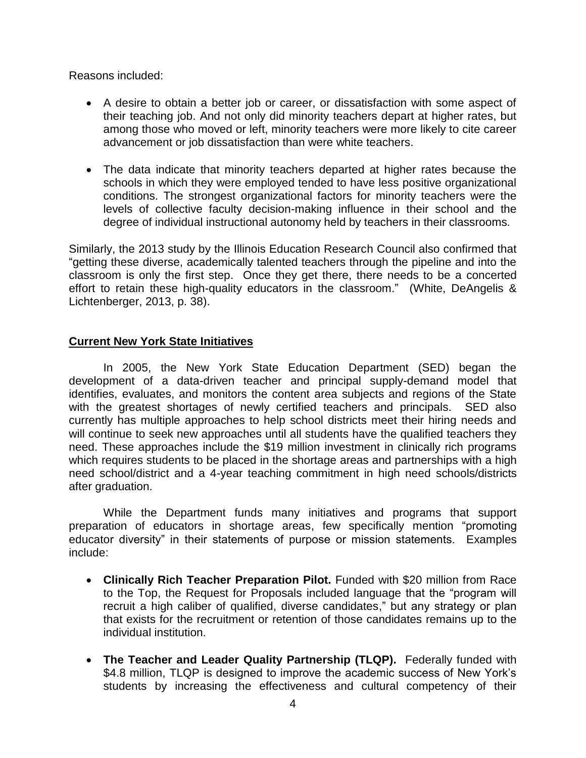Reasons included:

- A desire to obtain a better job or career, or dissatisfaction with some aspect of their teaching job. And not only did minority teachers depart at higher rates, but among those who moved or left, minority teachers were more likely to cite career advancement or job dissatisfaction than were white teachers.

- The data indicate that minority teachers departed at higher rates because the schools in which they were employed tended to have less positive organizational conditions. The strongest organizational factors for minority teachers were the levels of collective faculty decision-making influence in their school and the degree of individual instructional autonomy held by teachers in their classrooms.

Similarly, the 2013 study by the Illinois Education Research Council also confirmed that "getting these diverse, academically talented teachers through the pipeline and into the classroom is only the first step. Once they get there, there needs to be a concerted effort to retain these high-quality educators in the classroom." (White, DeAngelis & Lichtenberger, 2013, p. 38).

## Current New York State Initiatives

In 2005, the New York State Education Department (SED) began the development of a data-driven teacher and principal supply-demand model that identifies, evaluates, and monitors the content area subjects and regions of the State with the greatest shortages of newly certified teachers and principals. SED also currently has multiple approaches to help school districts meet their hiring needs and will continue to seek new approaches until all students have the qualified teachers they need. These approaches include the $19 million investment in clinically rich programs which requires students to be placed in the shortage areas and partnerships with a high need school/district and a 4-year teaching commitment in high need schools/districts after graduation.

While the Department funds many initiatives and programs that support preparation of educators in shortage areas, few specifically mention "promoting educator diversity" in their statements of purpose or mission statements. Examples include:

- **Clinically Rich Teacher Preparation Pilot.** Funded with $20 million from Race to the Top, the Request for Proposals included language that the "program will recruit a high caliber of qualified, diverse candidates," but any strategy or plan that exists for the recruitment or retention of those candidates remains up to the individual institution.

- **The Teacher and Leader Quality Partnership (TLQP).** Federally funded with $4.8 million, TLQP is designed to improve the academic success of New York's students by increasing the effectiveness and cultural competency of their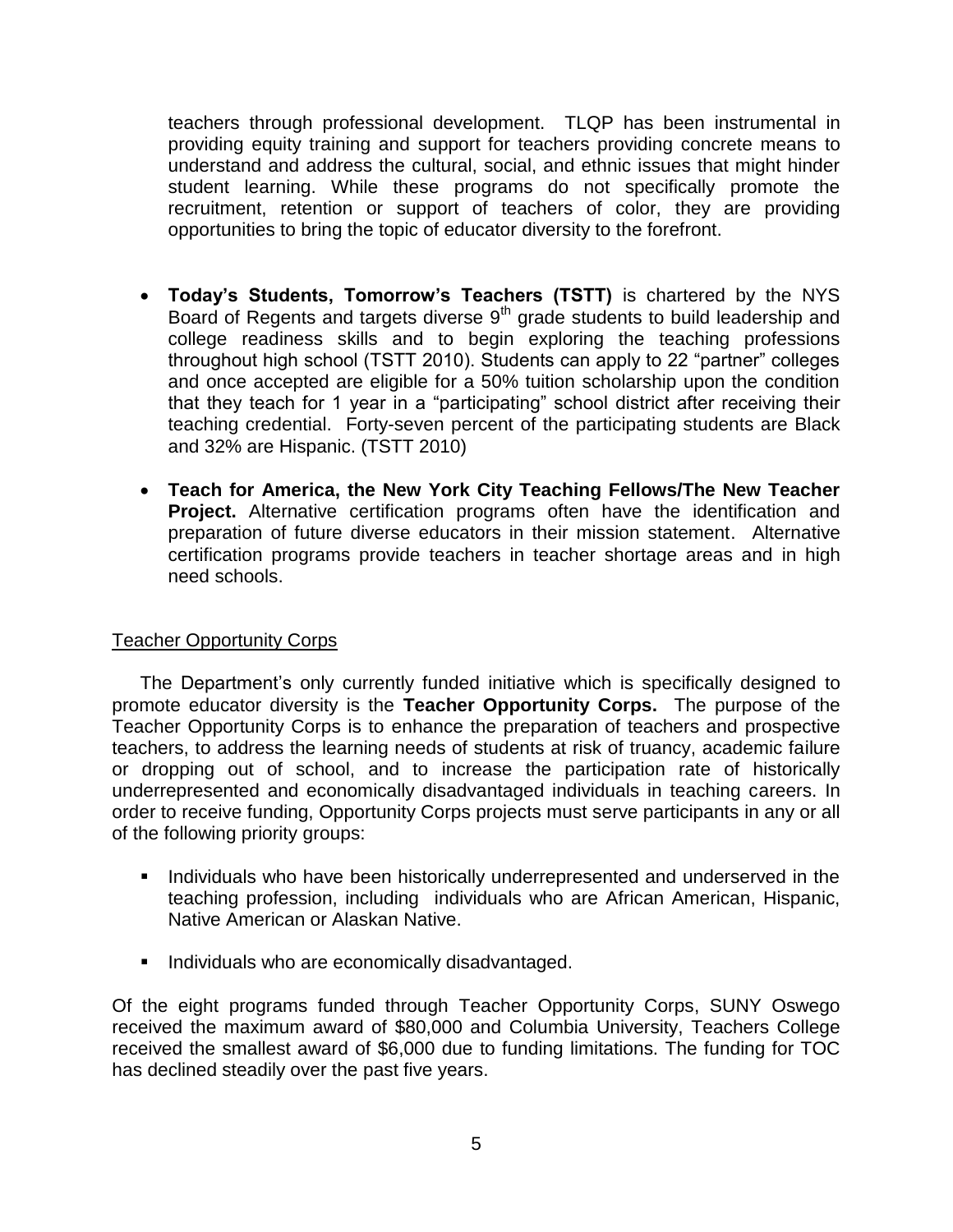teachers through professional development. TLQP has been instrumental in providing equity training and support for teachers providing concrete means to understand and address the cultural, social, and ethnic issues that might hinder student learning. While these programs do not specifically promote the recruitment, retention or support of teachers of color, they are providing opportunities to bring the topic of educator diversity to the forefront.

- **Today's Students, Tomorrow's Teachers (TSTT)** is chartered by the NYS Board of Regents and targets diverse 9th grade students to build leadership and college readiness skills and to begin exploring the teaching professions throughout high school (TSTT 2010). Students can apply to 22 "partner" colleges and once accepted are eligible for a 50% tuition scholarship upon the condition that they teach for 1 year in a "participating" school district after receiving their teaching credential. Forty-seven percent of the participating students are Black and 32% are Hispanic. (TSTT 2010)

- **Teach for America, the New York City Teaching Fellows/The New Teacher Project.** Alternative certification programs often have the identification and preparation of future diverse educators in their mission statement. Alternative certification programs provide teachers in teacher shortage areas and in high need schools.

## Teacher Opportunity Corps

The Department's only currently funded initiative which is specifically designed to promote educator diversity is the **Teacher Opportunity Corps.** The purpose of the Teacher Opportunity Corps is to enhance the preparation of teachers and prospective teachers, to address the learning needs of students at risk of truancy, academic failure or dropping out of school, and to increase the participation rate of historically underrepresented and economically disadvantaged individuals in teaching careers. In order to receive funding, Opportunity Corps projects must serve participants in any or all of the following priority groups:

- Individuals who have been historically underrepresented and underserved in the teaching profession, including individuals who are African American, Hispanic, Native American or Alaskan Native.
- Individuals who are economically disadvantaged.

Of the eight programs funded through Teacher Opportunity Corps, SUNY Oswego received the maximum award of $80,000 and Columbia University, Teachers College received the smallest award of $6,000 due to funding limitations. The funding for TOC has declined steadily over the past five years.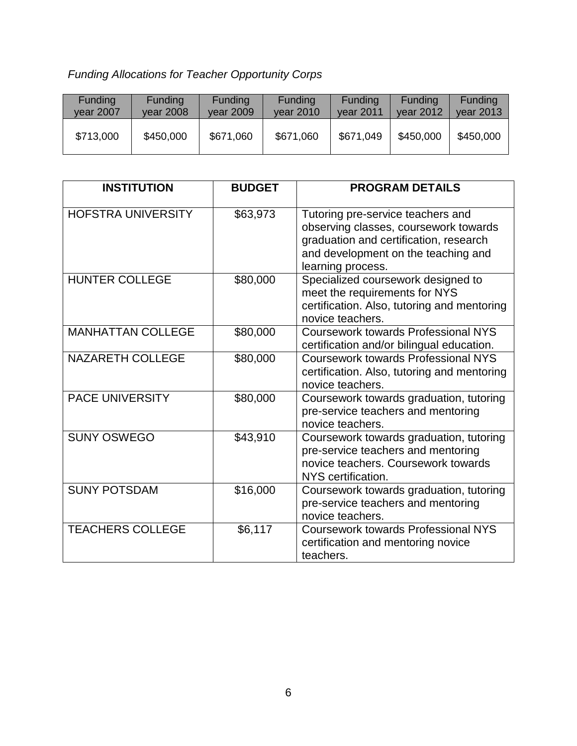*Funding Allocations for Teacher Opportunity Corps*

| Funding year 2007 | Funding year 2008 | Funding year 2009 | Funding year 2010 | Funding year 2011 | Funding year 2012 | Funding year 2013 |
|---|---|---|---|---|---|---|
| $713,000 | $450,000 | $671,060 | $671,060 | $671,049 | $450,000 | $450,000 |

| INSTITUTION | BUDGET | PROGRAM DETAILS |
|---|---|---|
| HOFSTRA UNIVERSITY | $63,973 | Tutoring pre-service teachers and observing classes, coursework towards graduation and certification, research and development on the teaching and learning process. |
| HUNTER COLLEGE | $80,000 | Specialized coursework designed to meet the requirements for NYS certification. Also, tutoring and mentoring novice teachers. |
| MANHATTAN COLLEGE | $80,000 | Coursework towards Professional NYS certification and/or bilingual education. |
| NAZARETH COLLEGE | $80,000 | Coursework towards Professional NYS certification. Also, tutoring and mentoring novice teachers. |
| PACE UNIVERSITY | $80,000 | Coursework towards graduation, tutoring pre-service teachers and mentoring novice teachers. |
| SUNY OSWEGO | $43,910 | Coursework towards graduation, tutoring pre-service teachers and mentoring novice teachers. Coursework towards NYS certification. |
| SUNY POTSDAM | $16,000 | Coursework towards graduation, tutoring pre-service teachers and mentoring novice teachers. |
| TEACHERS COLLEGE | $6,117 | Coursework towards Professional NYS certification and mentoring novice teachers. |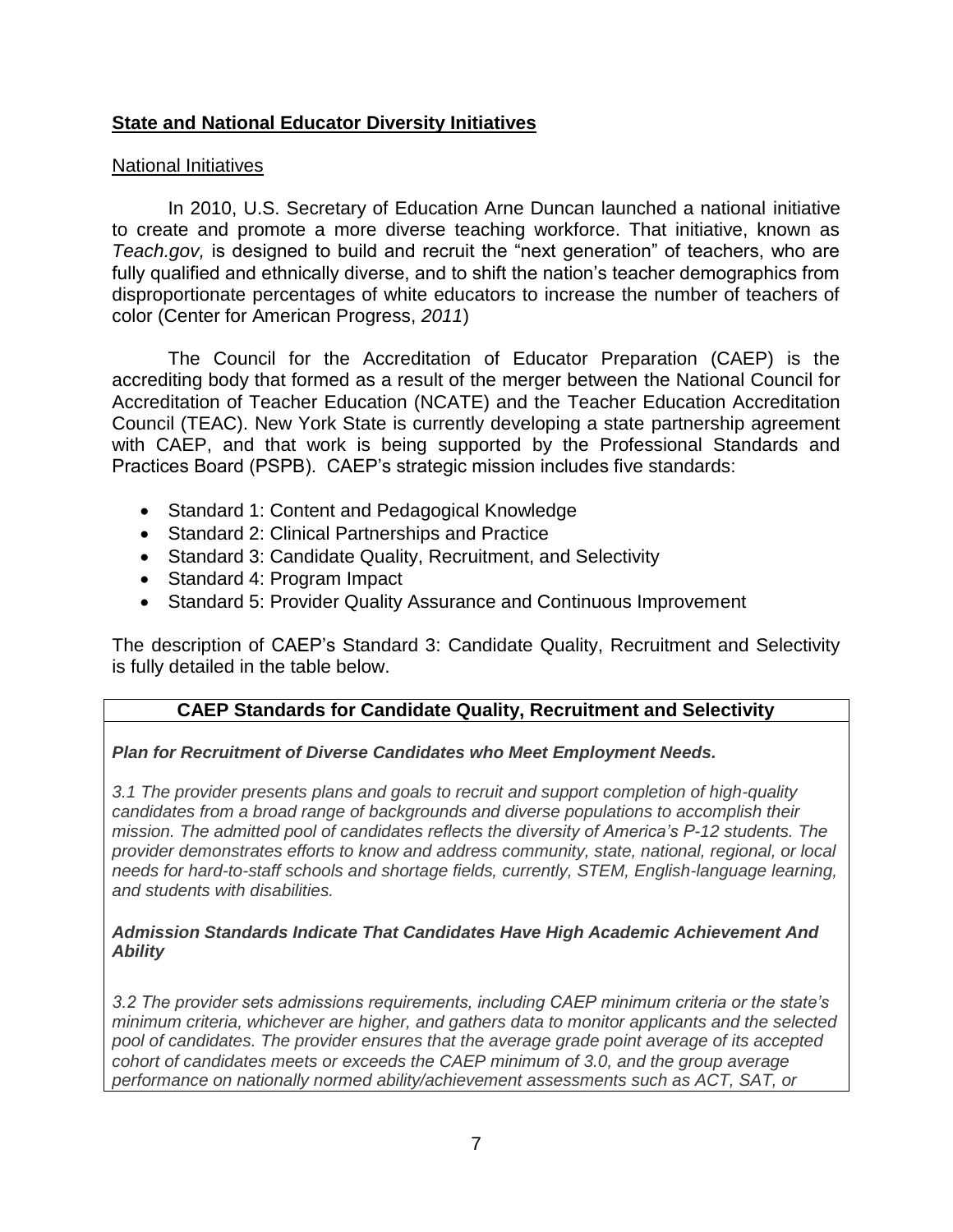## **State and National Educator Diversity Initiatives**

### National Initiatives

In 2010, U.S. Secretary of Education Arne Duncan launched a national initiative to create and promote a more diverse teaching workforce. That initiative, known as *Teach.gov,* is designed to build and recruit the "next generation" of teachers, who are fully qualified and ethnically diverse, and to shift the nation's teacher demographics from disproportionate percentages of white educators to increase the number of teachers of color (Center for American Progress, *2011*)

The Council for the Accreditation of Educator Preparation (CAEP) is the accrediting body that formed as a result of the merger between the National Council for Accreditation of Teacher Education (NCATE) and the Teacher Education Accreditation Council (TEAC). New York State is currently developing a state partnership agreement with CAEP, and that work is being supported by the Professional Standards and Practices Board (PSPB). CAEP's strategic mission includes five standards:

- Standard 1: Content and Pedagogical Knowledge
- Standard 2: Clinical Partnerships and Practice
- Standard 3: Candidate Quality, Recruitment, and Selectivity
- Standard 4: Program Impact
- Standard 5: Provider Quality Assurance and Continuous Improvement

The description of CAEP's Standard 3: Candidate Quality, Recruitment and Selectivity is fully detailed in the table below.

| **CAEP Standards for Candidate Quality, Recruitment and Selectivity** |
|---|
| ***Plan for Recruitment of Diverse Candidates who Meet Employment Needs.*** <br><br> *3.1 The provider presents plans and goals to recruit and support completion of high-quality candidates from a broad range of backgrounds and diverse populations to accomplish their mission. The admitted pool of candidates reflects the diversity of America's P-12 students. The provider demonstrates efforts to know and address community, state, national, regional, or local needs for hard-to-staff schools and shortage fields, currently, STEM, English-language learning, and students with disabilities.* <br><br> ***Admission Standards Indicate That Candidates Have High Academic Achievement And Ability*** <br><br> *3.2 The provider sets admissions requirements, including CAEP minimum criteria or the state's minimum criteria, whichever are higher, and gathers data to monitor applicants and the selected pool of candidates. The provider ensures that the average grade point average of its accepted cohort of candidates meets or exceeds the CAEP minimum of 3.0, and the group average performance on nationally normed ability/achievement assessments such as ACT, SAT, or* |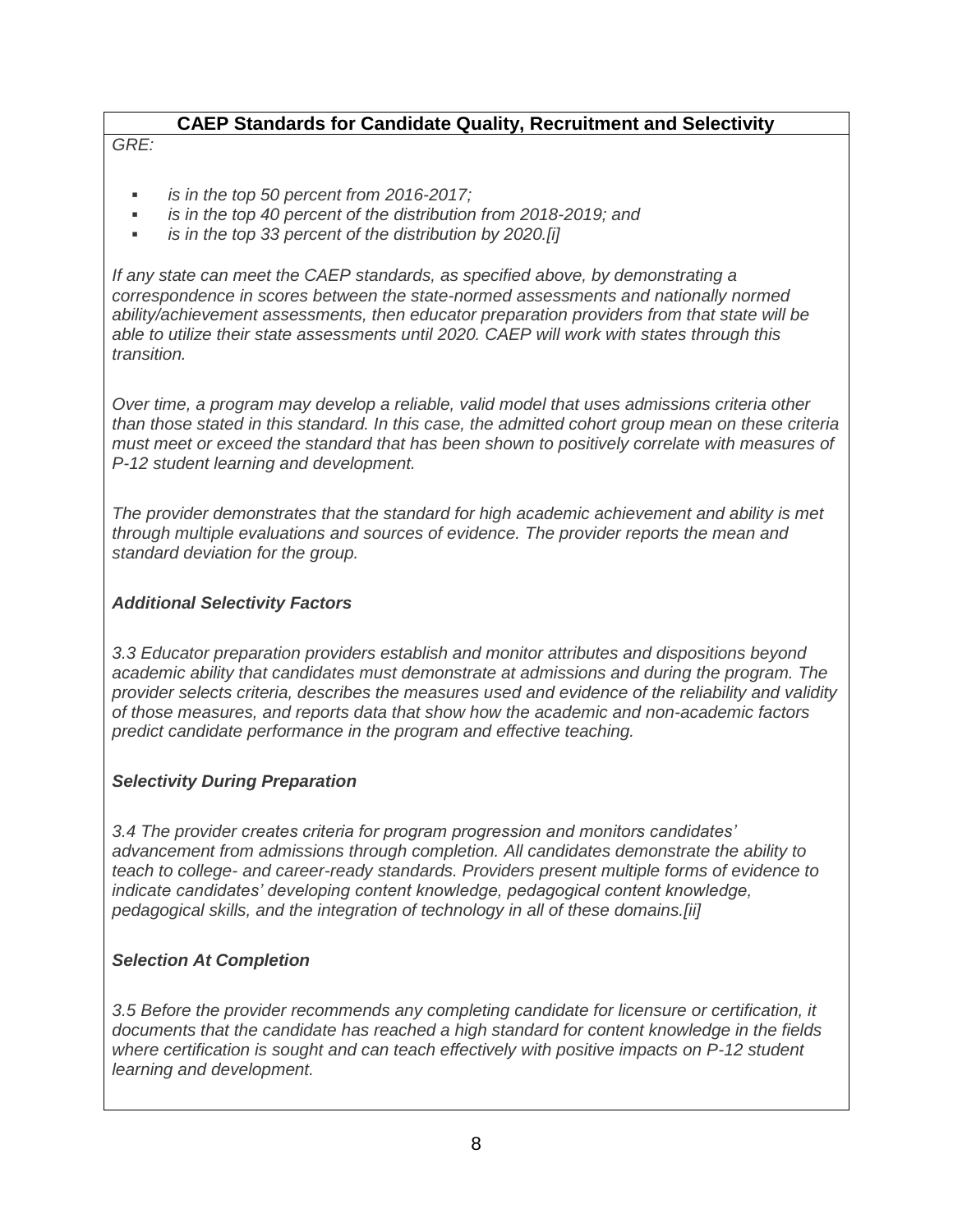## CAEP Standards for Candidate Quality, Recruitment and Selectivity

*GRE:*

- *is in the top 50 percent from 2016-2017;*
- *is in the top 40 percent of the distribution from 2018-2019; and*
- *is in the top 33 percent of the distribution by 2020.[i]*

*If any state can meet the CAEP standards, as specified above, by demonstrating a correspondence in scores between the state-normed assessments and nationally normed ability/achievement assessments, then educator preparation providers from that state will be able to utilize their state assessments until 2020. CAEP will work with states through this transition.*

*Over time, a program may develop a reliable, valid model that uses admissions criteria other than those stated in this standard. In this case, the admitted cohort group mean on these criteria must meet or exceed the standard that has been shown to positively correlate with measures of P-12 student learning and development.*

*The provider demonstrates that the standard for high academic achievement and ability is met through multiple evaluations and sources of evidence. The provider reports the mean and standard deviation for the group.*

### *Additional Selectivity Factors*

*3.3 Educator preparation providers establish and monitor attributes and dispositions beyond academic ability that candidates must demonstrate at admissions and during the program. The provider selects criteria, describes the measures used and evidence of the reliability and validity of those measures, and reports data that show how the academic and non-academic factors predict candidate performance in the program and effective teaching.*

### *Selectivity During Preparation*

*3.4 The provider creates criteria for program progression and monitors candidates' advancement from admissions through completion. All candidates demonstrate the ability to teach to college- and career-ready standards. Providers present multiple forms of evidence to indicate candidates' developing content knowledge, pedagogical content knowledge, pedagogical skills, and the integration of technology in all of these domains.[ii]*

### *Selection At Completion*

*3.5 Before the provider recommends any completing candidate for licensure or certification, it documents that the candidate has reached a high standard for content knowledge in the fields where certification is sought and can teach effectively with positive impacts on P-12 student learning and development.*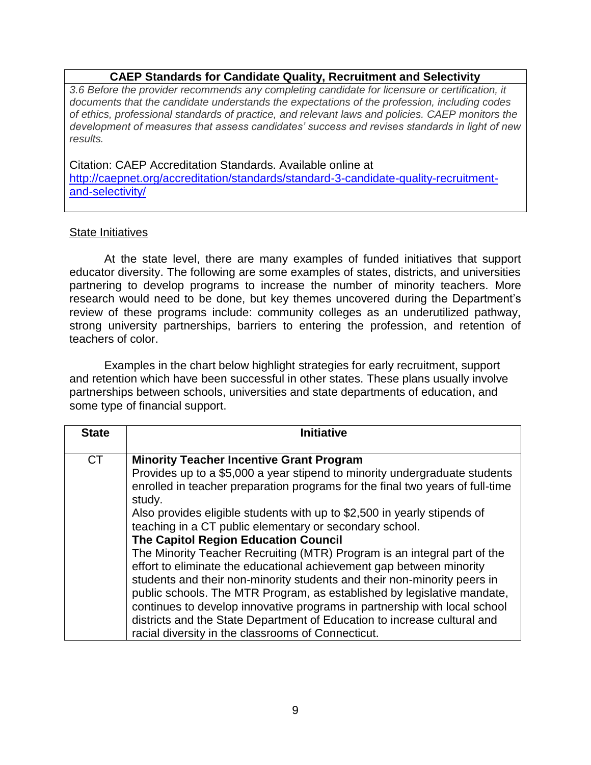| **CAEP Standards for Candidate Quality, Recruitment and Selectivity** |
| --- |
| *3.6 Before the provider recommends any completing candidate for licensure or certification, it documents that the candidate understands the expectations of the profession, including codes of ethics, professional standards of practice, and relevant laws and policies. CAEP monitors the development of measures that assess candidates' success and revises standards in light of new results.*<br><br>Citation: CAEP Accreditation Standards. Available online at [http://caepnet.org/accreditation/standards/standard-3-candidate-quality-recruitment-and-selectivity/](http://caepnet.org/accreditation/standards/standard-3-candidate-quality-recruitment-and-selectivity/) |

State Initiatives

At the state level, there are many examples of funded initiatives that support educator diversity. The following are some examples of states, districts, and universities partnering to develop programs to increase the number of minority teachers. More research would need to be done, but key themes uncovered during the Department's review of these programs include: community colleges as an underutilized pathway, strong university partnerships, barriers to entering the profession, and retention of teachers of color.

Examples in the chart below highlight strategies for early recruitment, support and retention which have been successful in other states. These plans usually involve partnerships between schools, universities and state departments of education, and some type of financial support.

| State | Initiative |
| --- | --- |
| CT | **Minority Teacher Incentive Grant Program**<br>Provides up to a $5,000 a year stipend to minority undergraduate students enrolled in teacher preparation programs for the final two years of full-time study.<br>Also provides eligible students with up to $2,500 in yearly stipends of teaching in a CT public elementary or secondary school.<br>**The Capitol Region Education Council**<br>The Minority Teacher Recruiting (MTR) Program is an integral part of the effort to eliminate the educational achievement gap between minority students and their non-minority students and their non-minority peers in public schools. The MTR Program, as established by legislative mandate, continues to develop innovative programs in partnership with local school districts and the State Department of Education to increase cultural and racial diversity in the classrooms of Connecticut. |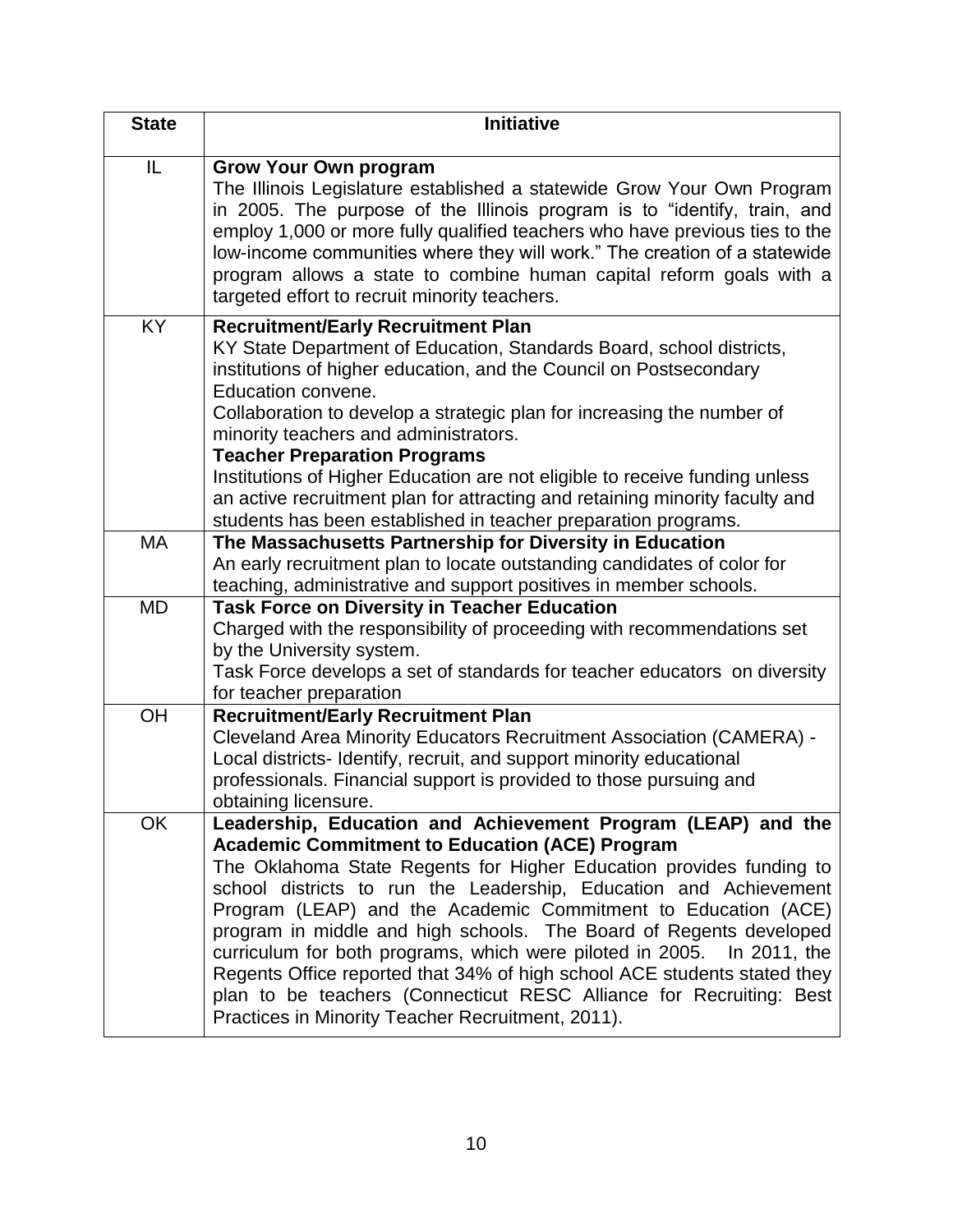| State | Initiative |
|---|---|
| IL | **Grow Your Own program**<br>The Illinois Legislature established a statewide Grow Your Own Program in 2005. The purpose of the Illinois program is to "identify, train, and employ 1,000 or more fully qualified teachers who have previous ties to the low-income communities where they will work." The creation of a statewide program allows a state to combine human capital reform goals with a targeted effort to recruit minority teachers. |
| KY | **Recruitment/Early Recruitment Plan**<br>KY State Department of Education, Standards Board, school districts, institutions of higher education, and the Council on Postsecondary Education convene.<br>Collaboration to develop a strategic plan for increasing the number of minority teachers and administrators.<br>**Teacher Preparation Programs**<br>Institutions of Higher Education are not eligible to receive funding unless an active recruitment plan for attracting and retaining minority faculty and students has been established in teacher preparation programs. |
| MA | **The Massachusetts Partnership for Diversity in Education**<br>An early recruitment plan to locate outstanding candidates of color for teaching, administrative and support positives in member schools. |
| MD | **Task Force on Diversity in Teacher Education**<br>Charged with the responsibility of proceeding with recommendations set by the University system.<br>Task Force develops a set of standards for teacher educators on diversity for teacher preparation |
| OH | **Recruitment/Early Recruitment Plan**<br>Cleveland Area Minority Educators Recruitment Association (CAMERA) - Local districts- Identify, recruit, and support minority educational professionals. Financial support is provided to those pursuing and obtaining licensure. |
| OK | **Leadership, Education and Achievement Program (LEAP) and the Academic Commitment to Education (ACE) Program**<br>The Oklahoma State Regents for Higher Education provides funding to school districts to run the Leadership, Education and Achievement Program (LEAP) and the Academic Commitment to Education (ACE) program in middle and high schools. The Board of Regents developed curriculum for both programs, which were piloted in 2005. In 2011, the Regents Office reported that 34% of high school ACE students stated they plan to be teachers (Connecticut RESC Alliance for Recruiting: Best Practices in Minority Teacher Recruitment, 2011). |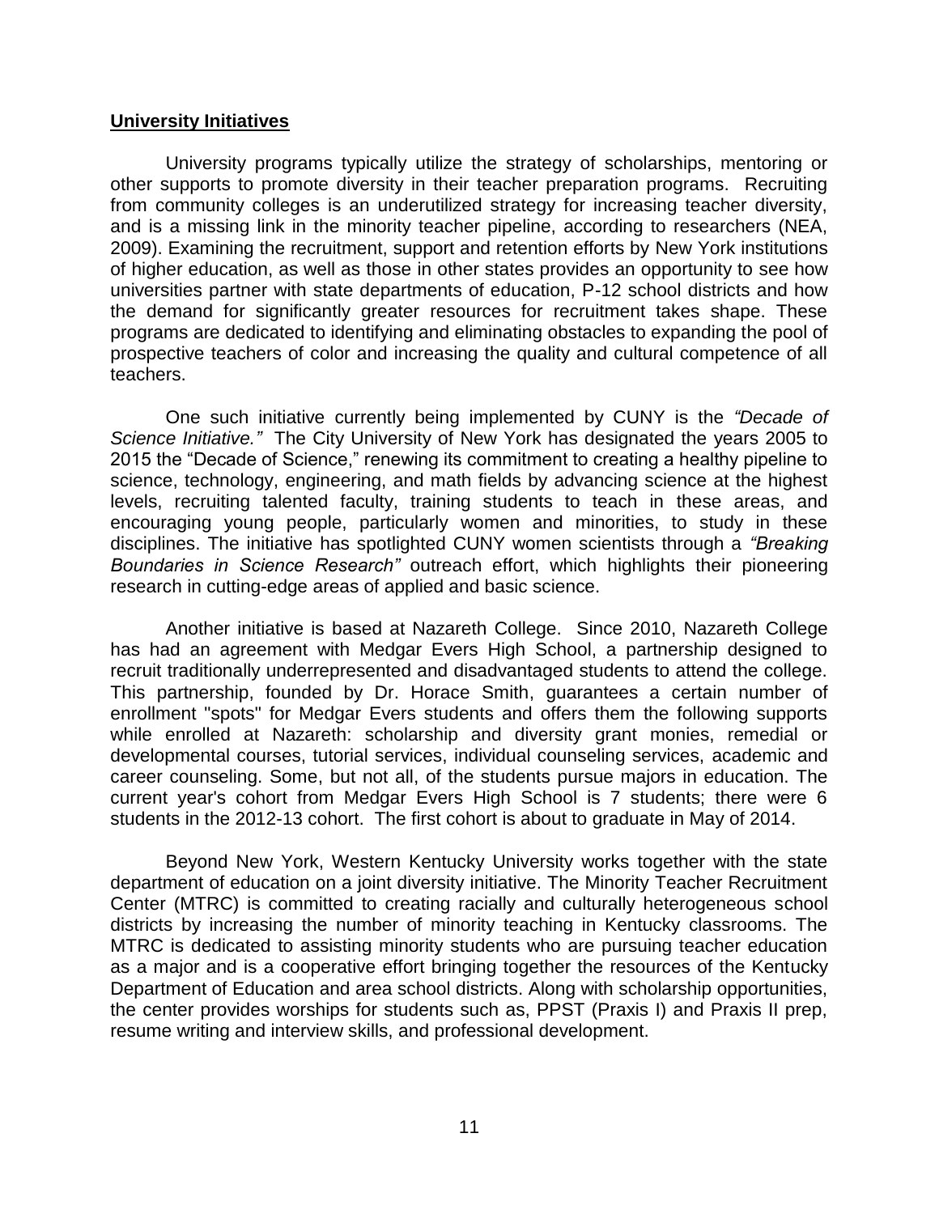## University Initiatives

University programs typically utilize the strategy of scholarships, mentoring or other supports to promote diversity in their teacher preparation programs. Recruiting from community colleges is an underutilized strategy for increasing teacher diversity, and is a missing link in the minority teacher pipeline, according to researchers (NEA, 2009). Examining the recruitment, support and retention efforts by New York institutions of higher education, as well as those in other states provides an opportunity to see how universities partner with state departments of education, P-12 school districts and how the demand for significantly greater resources for recruitment takes shape. These programs are dedicated to identifying and eliminating obstacles to expanding the pool of prospective teachers of color and increasing the quality and cultural competence of all teachers.

One such initiative currently being implemented by CUNY is the *"Decade of Science Initiative."* The City University of New York has designated the years 2005 to 2015 the "Decade of Science," renewing its commitment to creating a healthy pipeline to science, technology, engineering, and math fields by advancing science at the highest levels, recruiting talented faculty, training students to teach in these areas, and encouraging young people, particularly women and minorities, to study in these disciplines. The initiative has spotlighted CUNY women scientists through a *"Breaking Boundaries in Science Research"* outreach effort, which highlights their pioneering research in cutting-edge areas of applied and basic science.

Another initiative is based at Nazareth College. Since 2010, Nazareth College has had an agreement with Medgar Evers High School, a partnership designed to recruit traditionally underrepresented and disadvantaged students to attend the college. This partnership, founded by Dr. Horace Smith, guarantees a certain number of enrollment "spots" for Medgar Evers students and offers them the following supports while enrolled at Nazareth: scholarship and diversity grant monies, remedial or developmental courses, tutorial services, individual counseling services, academic and career counseling. Some, but not all, of the students pursue majors in education. The current year's cohort from Medgar Evers High School is 7 students; there were 6 students in the 2012-13 cohort. The first cohort is about to graduate in May of 2014.

Beyond New York, Western Kentucky University works together with the state department of education on a joint diversity initiative. The Minority Teacher Recruitment Center (MTRC) is committed to creating racially and culturally heterogeneous school districts by increasing the number of minority teaching in Kentucky classrooms. The MTRC is dedicated to assisting minority students who are pursuing teacher education as a major and is a cooperative effort bringing together the resources of the Kentucky Department of Education and area school districts. Along with scholarship opportunities, the center provides worships for students such as, PPST (Praxis I) and Praxis II prep, resume writing and interview skills, and professional development.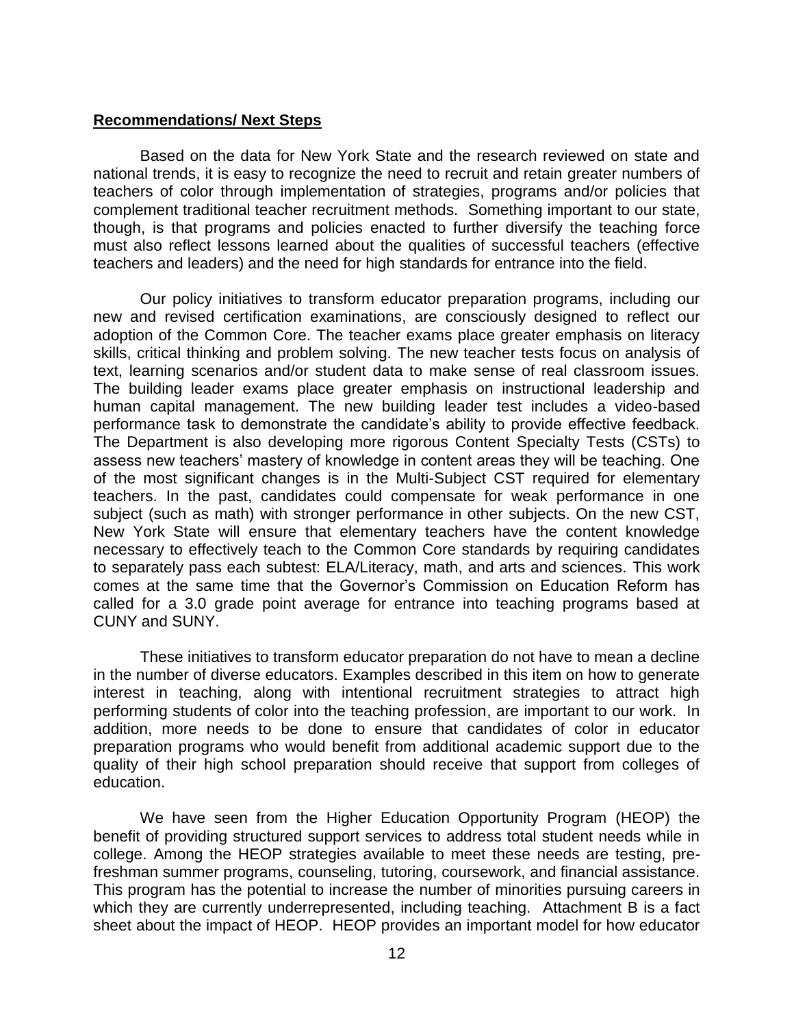**Recommendations/ Next Steps**

Based on the data for New York State and the research reviewed on state and national trends, it is easy to recognize the need to recruit and retain greater numbers of teachers of color through implementation of strategies, programs and/or policies that complement traditional teacher recruitment methods. Something important to our state, though, is that programs and policies enacted to further diversify the teaching force must also reflect lessons learned about the qualities of successful teachers (effective teachers and leaders) and the need for high standards for entrance into the field.

Our policy initiatives to transform educator preparation programs, including our new and revised certification examinations, are consciously designed to reflect our adoption of the Common Core. The teacher exams place greater emphasis on literacy skills, critical thinking and problem solving. The new teacher tests focus on analysis of text, learning scenarios and/or student data to make sense of real classroom issues. The building leader exams place greater emphasis on instructional leadership and human capital management. The new building leader test includes a video-based performance task to demonstrate the candidate's ability to provide effective feedback. The Department is also developing more rigorous Content Specialty Tests (CSTs) to assess new teachers' mastery of knowledge in content areas they will be teaching. One of the most significant changes is in the Multi-Subject CST required for elementary teachers. In the past, candidates could compensate for weak performance in one subject (such as math) with stronger performance in other subjects. On the new CST, New York State will ensure that elementary teachers have the content knowledge necessary to effectively teach to the Common Core standards by requiring candidates to separately pass each subtest: ELA/Literacy, math, and arts and sciences. This work comes at the same time that the Governor's Commission on Education Reform has called for a 3.0 grade point average for entrance into teaching programs based at CUNY and SUNY.

These initiatives to transform educator preparation do not have to mean a decline in the number of diverse educators. Examples described in this item on how to generate interest in teaching, along with intentional recruitment strategies to attract high performing students of color into the teaching profession, are important to our work. In addition, more needs to be done to ensure that candidates of color in educator preparation programs who would benefit from additional academic support due to the quality of their high school preparation should receive that support from colleges of education.

We have seen from the Higher Education Opportunity Program (HEOP) the benefit of providing structured support services to address total student needs while in college. Among the HEOP strategies available to meet these needs are testing, pre-freshman summer programs, counseling, tutoring, coursework, and financial assistance. This program has the potential to increase the number of minorities pursuing careers in which they are currently underrepresented, including teaching. Attachment B is a fact sheet about the impact of HEOP. HEOP provides an important model for how educator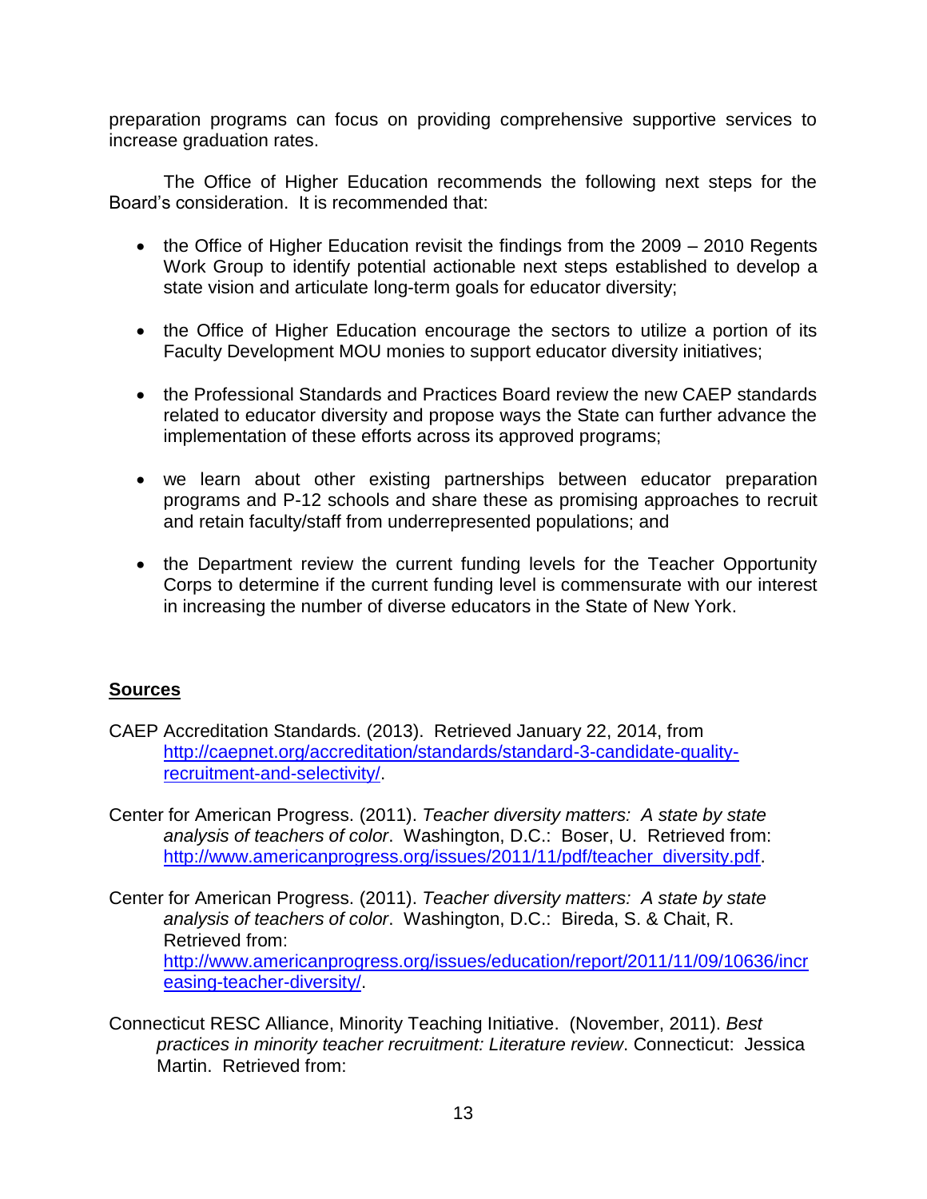preparation programs can focus on providing comprehensive supportive services to increase graduation rates.

The Office of Higher Education recommends the following next steps for the Board's consideration. It is recommended that:

- the Office of Higher Education revisit the findings from the 2009 – 2010 Regents Work Group to identify potential actionable next steps established to develop a state vision and articulate long-term goals for educator diversity;
- the Office of Higher Education encourage the sectors to utilize a portion of its Faculty Development MOU monies to support educator diversity initiatives;
- the Professional Standards and Practices Board review the new CAEP standards related to educator diversity and propose ways the State can further advance the implementation of these efforts across its approved programs;
- we learn about other existing partnerships between educator preparation programs and P-12 schools and share these as promising approaches to recruit and retain faculty/staff from underrepresented populations; and
- the Department review the current funding levels for the Teacher Opportunity Corps to determine if the current funding level is commensurate with our interest in increasing the number of diverse educators in the State of New York.

## Sources

CAEP Accreditation Standards. (2013). Retrieved January 22, 2014, from [http://caepnet.org/accreditation/standards/standard-3-candidate-quality-recruitment-and-selectivity/](http://caepnet.org/accreditation/standards/standard-3-candidate-quality-recruitment-and-selectivity/).

Center for American Progress. (2011). *Teacher diversity matters: A state by state analysis of teachers of color*. Washington, D.C.: Boser, U. Retrieved from: [http://www.americanprogress.org/issues/2011/11/pdf/teacher_diversity.pdf](http://www.americanprogress.org/issues/2011/11/pdf/teacher_diversity.pdf).

Center for American Progress. (2011). *Teacher diversity matters: A state by state analysis of teachers of color*. Washington, D.C.: Bireda, S. & Chait, R. Retrieved from: [http://www.americanprogress.org/issues/education/report/2011/11/09/10636/increasing-teacher-diversity/](http://www.americanprogress.org/issues/education/report/2011/11/09/10636/increasing-teacher-diversity/).

Connecticut RESC Alliance, Minority Teaching Initiative. (November, 2011). *Best practices in minority teacher recruitment: Literature review*. Connecticut: Jessica Martin. Retrieved from: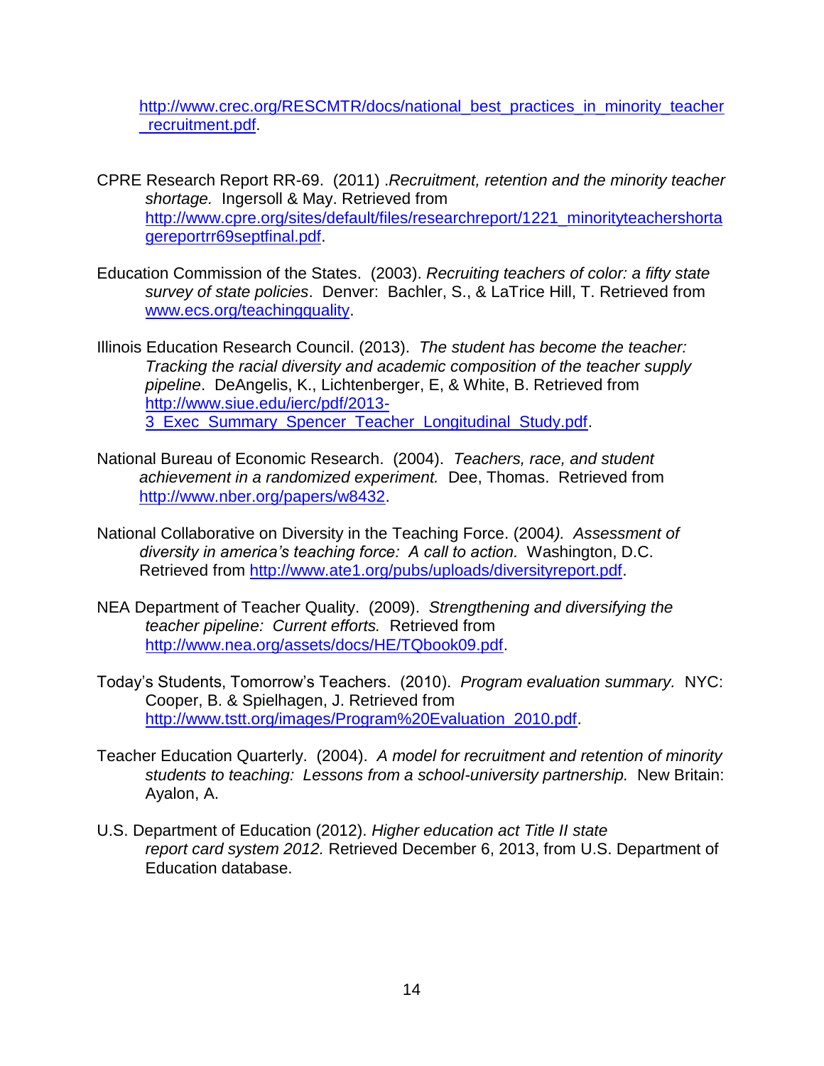http://www.crec.org/RESCMTR/docs/national_best_practices_in_minority_teacher_recruitment.pdf.

CPRE Research Report RR-69. (2011) .*Recruitment, retention and the minority teacher shortage.* Ingersoll & May. Retrieved from http://www.cpre.org/sites/default/files/researchreport/1221_minorityteachershortagereportrr69septfinal.pdf.

Education Commission of the States. (2003). *Recruiting teachers of color: a fifty state survey of state policies*. Denver: Bachler, S., & LaTrice Hill, T. Retrieved from www.ecs.org/teachingquality.

Illinois Education Research Council. (2013). *The student has become the teacher: Tracking the racial diversity and academic composition of the teacher supply pipeline*. DeAngelis, K., Lichtenberger, E, & White, B. Retrieved from http://www.siue.edu/ierc/pdf/2013-3_Exec_Summary_Spencer_Teacher_Longitudinal_Study.pdf.

National Bureau of Economic Research. (2004). *Teachers, race, and student achievement in a randomized experiment.* Dee, Thomas. Retrieved from http://www.nber.org/papers/w8432.

National Collaborative on Diversity in the Teaching Force. (2004*). Assessment of diversity in america's teaching force: A call to action.* Washington, D.C. Retrieved from http://www.ate1.org/pubs/uploads/diversityreport.pdf.

NEA Department of Teacher Quality. (2009). *Strengthening and diversifying the teacher pipeline: Current efforts.* Retrieved from http://www.nea.org/assets/docs/HE/TQbook09.pdf.

Today's Students, Tomorrow's Teachers. (2010). *Program evaluation summary.* NYC: Cooper, B. & Spielhagen, J. Retrieved from http://www.tstt.org/images/Program%20Evaluation_2010.pdf.

Teacher Education Quarterly. (2004). *A model for recruitment and retention of minority students to teaching: Lessons from a school-university partnership.* New Britain: Ayalon, A.

U.S. Department of Education (2012). *Higher education act Title II state report card system 2012.* Retrieved December 6, 2013, from U.S. Department of Education database.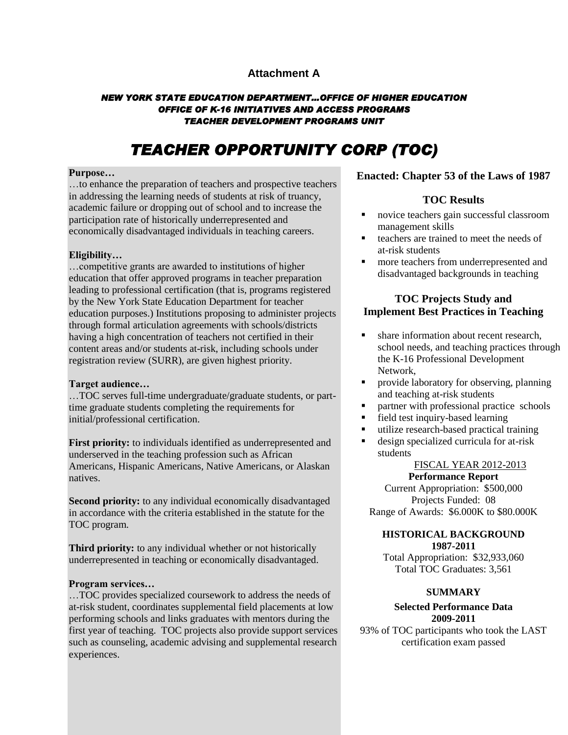**Attachment A**

***NEW YORK STATE EDUCATION DEPARTMENT…OFFICE OF HIGHER EDUCATION***
***OFFICE OF K-16 INITIATIVES AND ACCESS PROGRAMS***
***TEACHER DEVELOPMENT PROGRAMS UNIT***

# *TEACHER OPPORTUNITY CORP (TOC)*

**Purpose…**
…to enhance the preparation of teachers and prospective teachers in addressing the learning needs of students at risk of truancy, academic failure or dropping out of school and to increase the participation rate of historically underrepresented and economically disadvantaged individuals in teaching careers.

**Eligibility…**
…competitive grants are awarded to institutions of higher education that offer approved programs in teacher preparation leading to professional certification (that is, programs registered by the New York State Education Department for teacher education purposes.) Institutions proposing to administer projects through formal articulation agreements with schools/districts having a high concentration of teachers not certified in their content areas and/or students at-risk, including schools under registration review (SURR), are given highest priority.

**Target audience…**
…TOC serves full-time undergraduate/graduate students, or part-time graduate students completing the requirements for initial/professional certification.

**First priority:** to individuals identified as underrepresented and underserved in the teaching profession such as African Americans, Hispanic Americans, Native Americans, or Alaskan natives.

**Second priority:** to any individual economically disadvantaged in accordance with the criteria established in the statute for the TOC program.

**Third priority:** to any individual whether or not historically underrepresented in teaching or economically disadvantaged.

**Program services…**
…TOC provides specialized coursework to address the needs of at-risk student, coordinates supplemental field placements at low performing schools and links graduates with mentors during the first year of teaching. TOC projects also provide support services such as counseling, academic advising and supplemental research experiences.

**Enacted: Chapter 53 of the Laws of 1987**

**TOC Results**

- novice teachers gain successful classroom management skills
- teachers are trained to meet the needs of at-risk students
- more teachers from underrepresented and disadvantaged backgrounds in teaching

**TOC Projects Study and Implement Best Practices in Teaching**

- share information about recent research, school needs, and teaching practices through the K-16 Professional Development Network,
- provide laboratory for observing, planning and teaching at-risk students
- partner with professional practice schools
- field test inquiry-based learning
- utilize research-based practical training
- design specialized curricula for at-risk students

FISCAL YEAR 2012-2013
**Performance Report**
Current Appropriation: $500,000
Projects Funded: 08
Range of Awards: $6.000K to $80.000K

**HISTORICAL BACKGROUND**
**1987-2011**
Total Appropriation: $32,933,060
Total TOC Graduates: 3,561

**SUMMARY**

**Selected Performance Data**
**2009-2011**
93% of TOC participants who took the LAST certification exam passed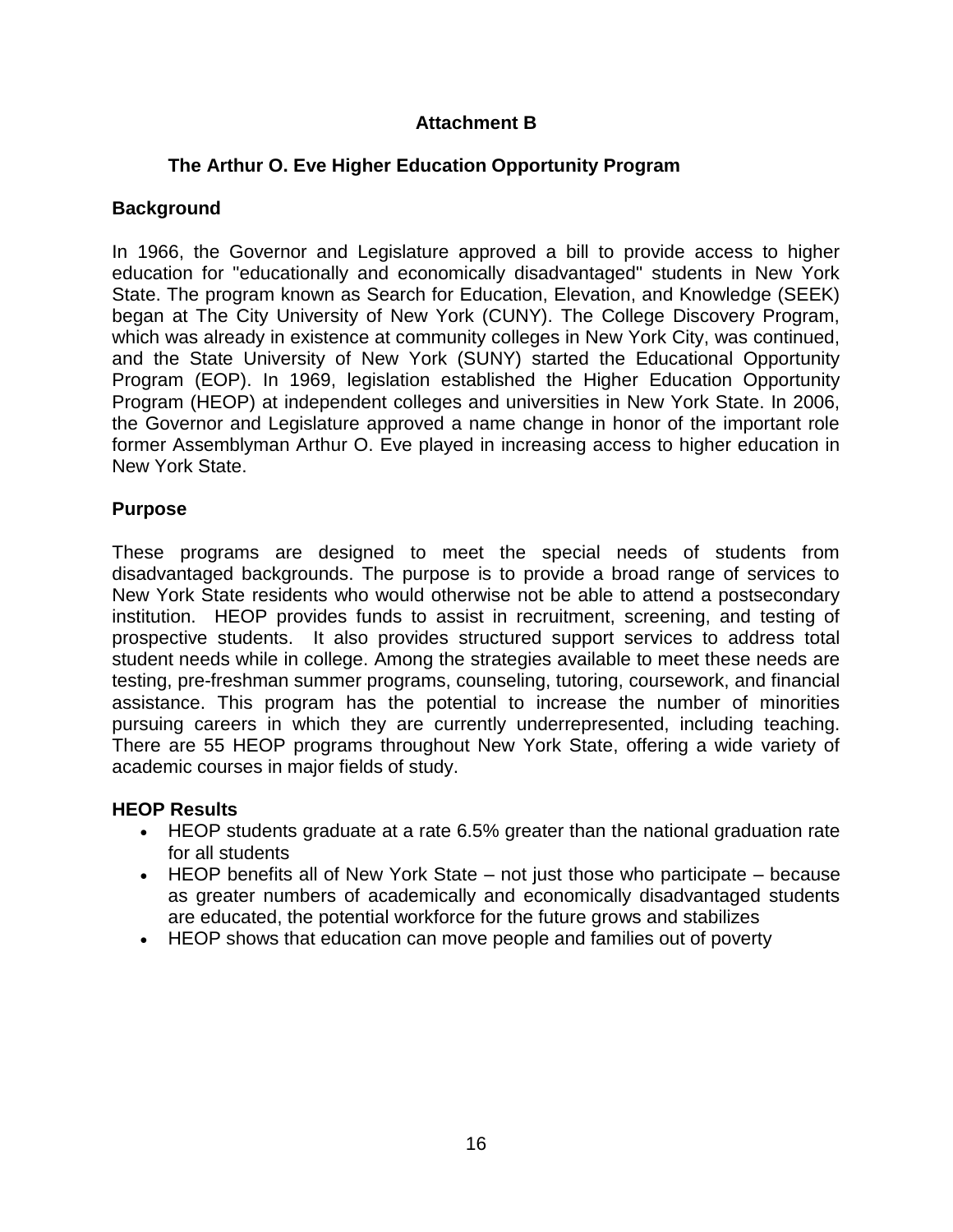## Attachment B

### The Arthur O. Eve Higher Education Opportunity Program

**Background**

In 1966, the Governor and Legislature approved a bill to provide access to higher education for "educationally and economically disadvantaged" students in New York State. The program known as Search for Education, Elevation, and Knowledge (SEEK) began at The City University of New York (CUNY). The College Discovery Program, which was already in existence at community colleges in New York City, was continued, and the State University of New York (SUNY) started the Educational Opportunity Program (EOP). In 1969, legislation established the Higher Education Opportunity Program (HEOP) at independent colleges and universities in New York State. In 2006, the Governor and Legislature approved a name change in honor of the important role former Assemblyman Arthur O. Eve played in increasing access to higher education in New York State.

**Purpose**

These programs are designed to meet the special needs of students from disadvantaged backgrounds. The purpose is to provide a broad range of services to New York State residents who would otherwise not be able to attend a postsecondary institution. HEOP provides funds to assist in recruitment, screening, and testing of prospective students. It also provides structured support services to address total student needs while in college. Among the strategies available to meet these needs are testing, pre-freshman summer programs, counseling, tutoring, coursework, and financial assistance. This program has the potential to increase the number of minorities pursuing careers in which they are currently underrepresented, including teaching. There are 55 HEOP programs throughout New York State, offering a wide variety of academic courses in major fields of study.

**HEOP Results**

- HEOP students graduate at a rate 6.5% greater than the national graduation rate for all students
- HEOP benefits all of New York State – not just those who participate – because as greater numbers of academically and economically disadvantaged students are educated, the potential workforce for the future grows and stabilizes
- HEOP shows that education can move people and families out of poverty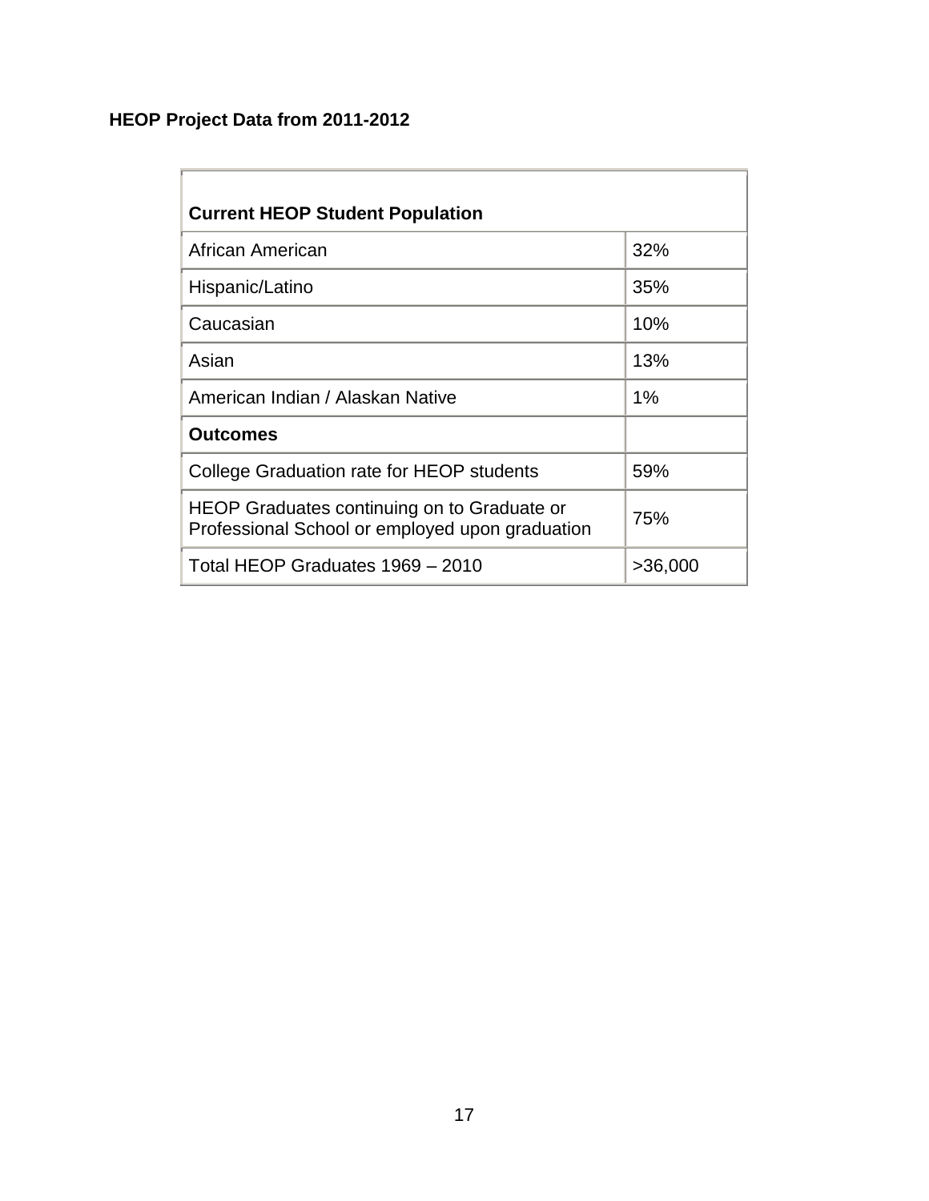**HEOP Project Data from 2011-2012**

| **Current HEOP Student Population** | |
|---|---|
| African American | 32% |
| Hispanic/Latino | 35% |
| Caucasian | 10% |
| Asian | 13% |
| American Indian / Alaskan Native | 1% |
| **Outcomes** | |
| College Graduation rate for HEOP students | 59% |
| HEOP Graduates continuing on to Graduate or Professional School or employed upon graduation | 75% |
| Total HEOP Graduates 1969 – 2010 | >36,000 |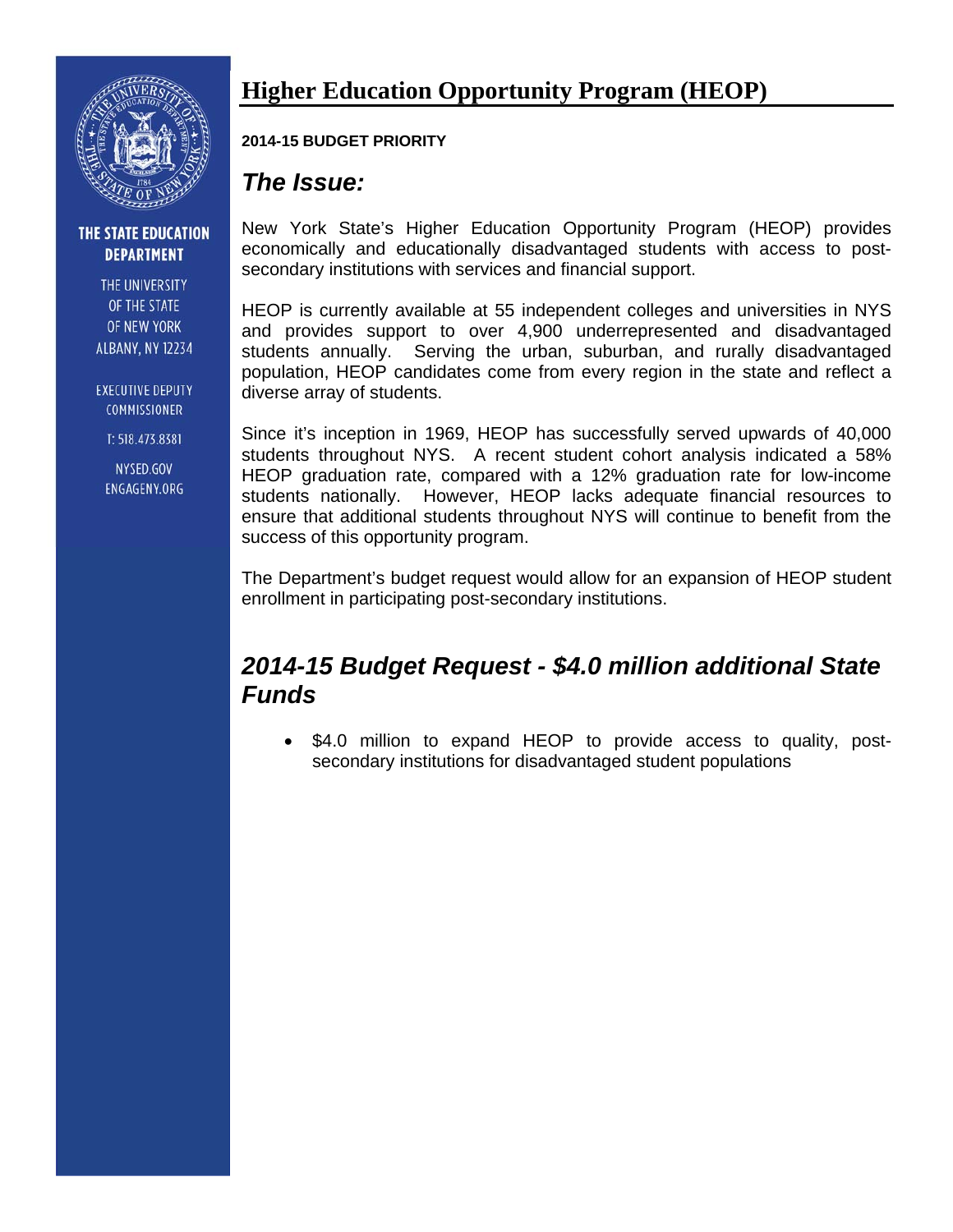THE STATE EDUCATION DEPARTMENT

THE UNIVERSITY OF THE STATE OF NEW YORK
ALBANY, NY 12234

EXECUTIVE DEPUTY COMMISSIONER

T: 518.473.8381

NYSED.GOV
ENGAGENY.ORG

# Higher Education Opportunity Program (HEOP)

**2014-15 BUDGET PRIORITY**

## *The Issue:*

New York State's Higher Education Opportunity Program (HEOP) provides economically and educationally disadvantaged students with access to post-secondary institutions with services and financial support.

HEOP is currently available at 55 independent colleges and universities in NYS and provides support to over 4,900 underrepresented and disadvantaged students annually. Serving the urban, suburban, and rurally disadvantaged population, HEOP candidates come from every region in the state and reflect a diverse array of students.

Since it's inception in 1969, HEOP has successfully served upwards of 40,000 students throughout NYS. A recent student cohort analysis indicated a 58% HEOP graduation rate, compared with a 12% graduation rate for low-income students nationally. However, HEOP lacks adequate financial resources to ensure that additional students throughout NYS will continue to benefit from the success of this opportunity program.

The Department's budget request would allow for an expansion of HEOP student enrollment in participating post-secondary institutions.

## *2014-15 Budget Request - $4.0 million additional State Funds*

- $4.0 million to expand HEOP to provide access to quality, post-secondary institutions for disadvantaged student populations